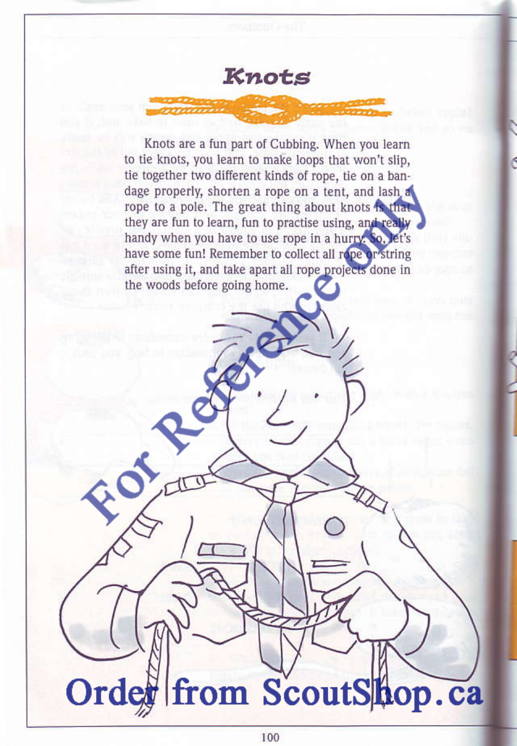# Knots

Knots are a fun part of Cubbing. When you learn to tie knots, you learn to make loops that won't slip, tie together two different kinds of rope, tie on a bandage properly, shorten a rope on a tent, and lash a rope to a pole. The great thing about knots is that they are fun to learn, fun to practise using, and really handy when you have to use rope in a hurry. So, let's have some fun! Remember to collect all rope or string after using it, and take apart all rope projects done in the woods before going home.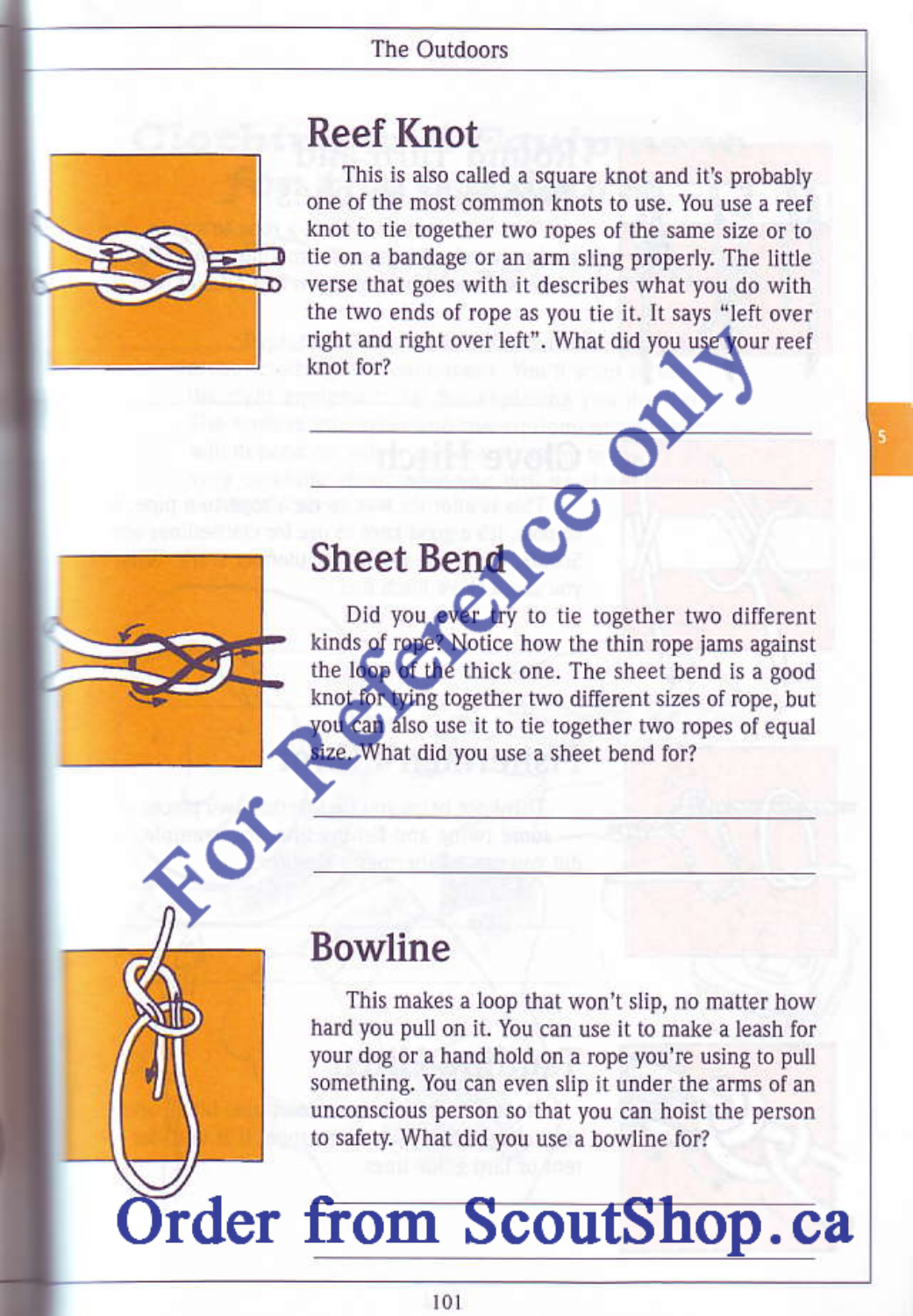## Reef Knot

This is also called a square knot and it's probably one of the most common knots to use. You use a reef knot to tie together two ropes of the same size or to tie on a bandage or an arm sling properly. The little verse that goes with it describes what you do with the two ends of rope as you tie it. It says "left over right and right over left". What did you use your reef knot for?

______________________________

______________________________

## Sheet Bend

Did you ever try to tie together two different kinds of rope? Notice how the thin rope jams against the loop of the thick one. The sheet bend is a good knot for tying together two different sizes of rope, but you can also use it to tie together two ropes of equal size. What did you use a sheet bend for?

______________________________

______________________________

## Bowline

This makes a loop that won't slip, no matter how hard you pull on it. You can use it to make a leash for your dog or a hand hold on a rope you're using to pull something. You can even slip it under the arms of an unconscious person so that you can hoist the person to safety. What did you use a bowline for?

______________________________

______________________________

For Reference Only

Order from ScoutShop.ca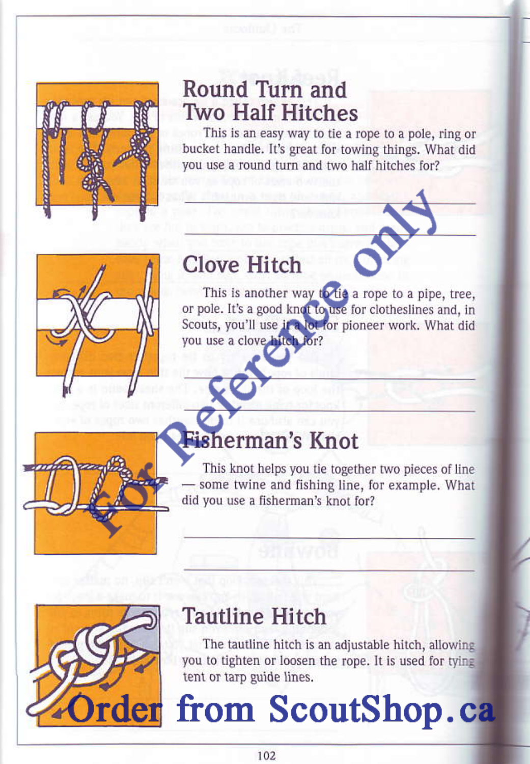## Round Turn and Two Half Hitches

This is an easy way to tie a rope to a pole, ring or bucket handle. It's great for towing things. What did you use a round turn and two half hitches for?

___

___

## Clove Hitch

This is another way to tie a rope to a pipe, tree, or pole. It's a good knot to use for clotheslines and, in Scouts, you'll use it a lot for pioneer work. What did you use a clove hitch for?

___

___

## Fisherman's Knot

This knot helps you tie together two pieces of line — some twine and fishing line, for example. What did you use a fisherman's knot for?

___

___

## Tautline Hitch

The tautline hitch is an adjustable hitch, allowing you to tighten or loosen the rope. It is used for tying tent or tarp guide lines.

For Reference only

Order from ScoutShop.ca